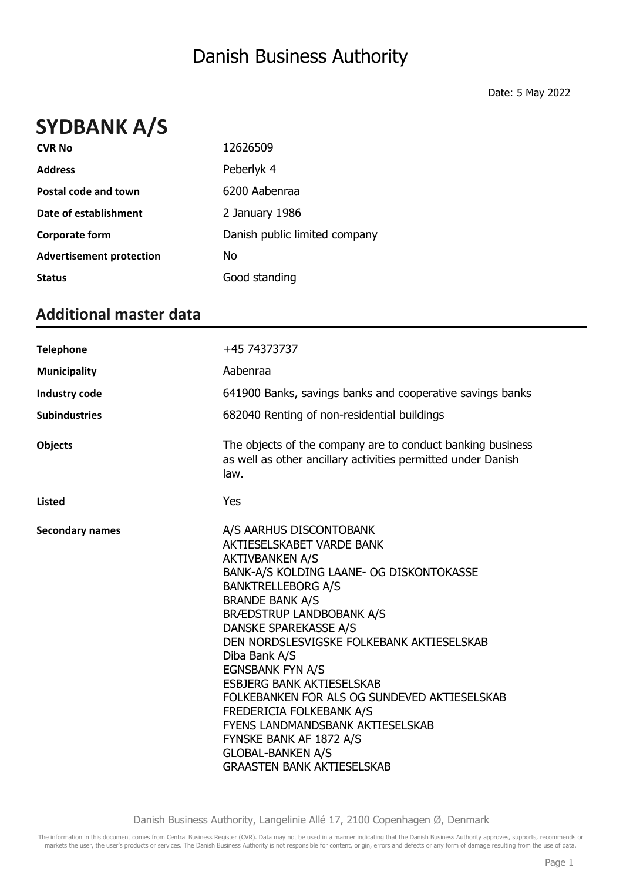# Danish Business Authority

Date: 5 May 2022

# SYDBANK A/S

| | |
|---|---|
| **CVR No** | 12626509 |
| **Address** | Peberlyk 4 |
| **Postal code and town** | 6200 Aabenraa |
| **Date of establishment** | 2 January 1986 |
| **Corporate form** | Danish public limited company |
| **Advertisement protection** | No |
| **Status** | Good standing |

## Additional master data

| | |
|---|---|
| **Telephone** | +45 74373737 |
| **Municipality** | Aabenraa |
| **Industry code** | 641900 Banks, savings banks and cooperative savings banks |
| **Subindustries** | 682040 Renting of non-residential buildings |
| **Objects** | The objects of the company are to conduct banking business as well as other ancillary activities permitted under Danish law. |
| **Listed** | Yes |
| **Secondary names** | A/S AARHUS DISCONTOBANK<br>AKTIESELSKABET VARDE BANK<br>AKTIVBANKEN A/S<br>BANK-A/S KOLDING LAANE- OG DISKONTOKASSE<br>BANKTRELLEBORG A/S<br>BRANDE BANK A/S<br>BRÆDSTRUP LANDBOBANK A/S<br>DANSKE SPAREKASSE A/S<br>DEN NORDSLESVIGSKE FOLKEBANK AKTIESELSKAB<br>Diba Bank A/S<br>EGNSBANK FYN A/S<br>ESBJERG BANK AKTIESELSKAB<br>FOLKEBANKEN FOR ALS OG SUNDEVED AKTIESELSKAB<br>FREDERICIA FOLKEBANK A/S<br>FYENS LANDMANDSBANK AKTIESELSKAB<br>FYNSKE BANK AF 1872 A/S<br>GLOBAL-BANKEN A/S<br>GRAASTEN BANK AKTIESELSKAB |

Danish Business Authority, Langelinie Allé 17, 2100 Copenhagen Ø, Denmark

The information in this document comes from Central Business Register (CVR). Data may not be used in a manner indicating that the Danish Business Authority approves, supports, recommends or markets the user, the user's products or services. The Danish Business Authority is not responsible for content, origin, errors and defects or any form of damage resulting from the use of data.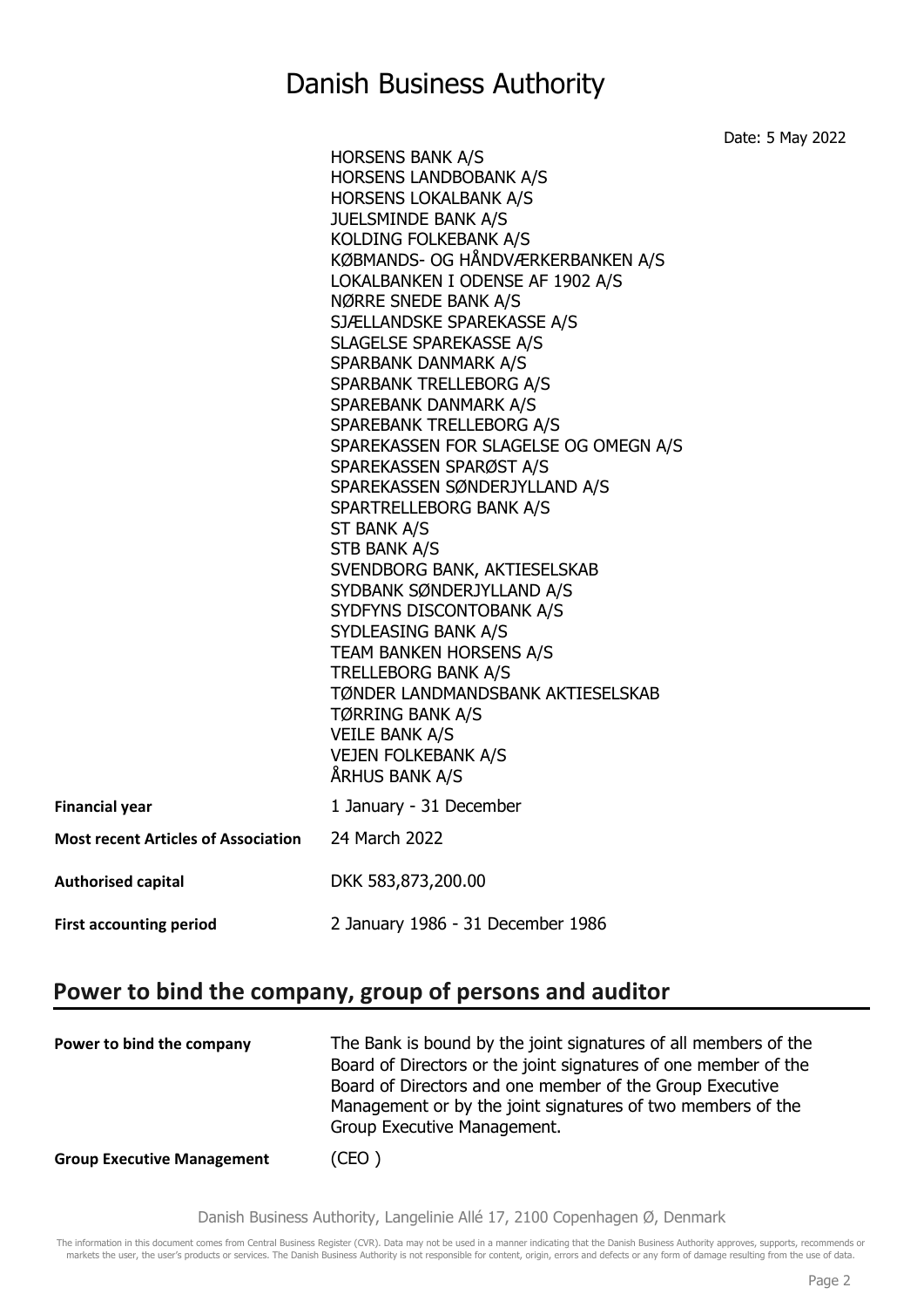HORSENS BANK A/S
HORSENS LANDBOBANK A/S
HORSENS LOKALBANK A/S
JUELSMINDE BANK A/S
KOLDING FOLKEBANK A/S
KØBMANDS- OG HÅNDVÆRKERBANKEN A/S
LOKALBANKEN I ODENSE AF 1902 A/S
NØRRE SNEDE BANK A/S
SJÆLLANDSKE SPAREKASSE A/S
SLAGELSE SPAREKASSE A/S
SPARBANK DANMARK A/S
SPARBANK TRELLEBORG A/S
SPAREBANK DANMARK A/S
SPAREBANK TRELLEBORG A/S
SPAREKASSEN FOR SLAGELSE OG OMEGN A/S
SPAREKASSEN SPARØST A/S
SPAREKASSEN SØNDERJYLLAND A/S
SPARTRELLEBORG BANK A/S
ST BANK A/S
STB BANK A/S
SVENDBORG BANK, AKTIESELSKAB
SYDBANK SØNDERJYLLAND A/S
SYDFYNS DISCONTOBANK A/S
SYDLEASING BANK A/S
TEAM BANKEN HORSENS A/S
TRELLEBORG BANK A/S
TØNDER LANDMANDSBANK AKTIESELSKAB
TØRRING BANK A/S
VEILE BANK A/S
VEJEN FOLKEBANK A/S
ÅRHUS BANK A/S

| | |
|---|---|
| **Financial year** | 1 January - 31 December |
| **Most recent Articles of Association** | 24 March 2022 |
| **Authorised capital** | DKK 583,873,200.00 |
| **First accounting period** | 2 January 1986 - 31 December 1986 |

## Power to bind the company, group of persons and auditor

| | |
|---|---|
| **Power to bind the company** | The Bank is bound by the joint signatures of all members of the Board of Directors or the joint signatures of one member of the Board of Directors and one member of the Group Executive Management or by the joint signatures of two members of the Group Executive Management. |
| **Group Executive Management** | (CEO ) |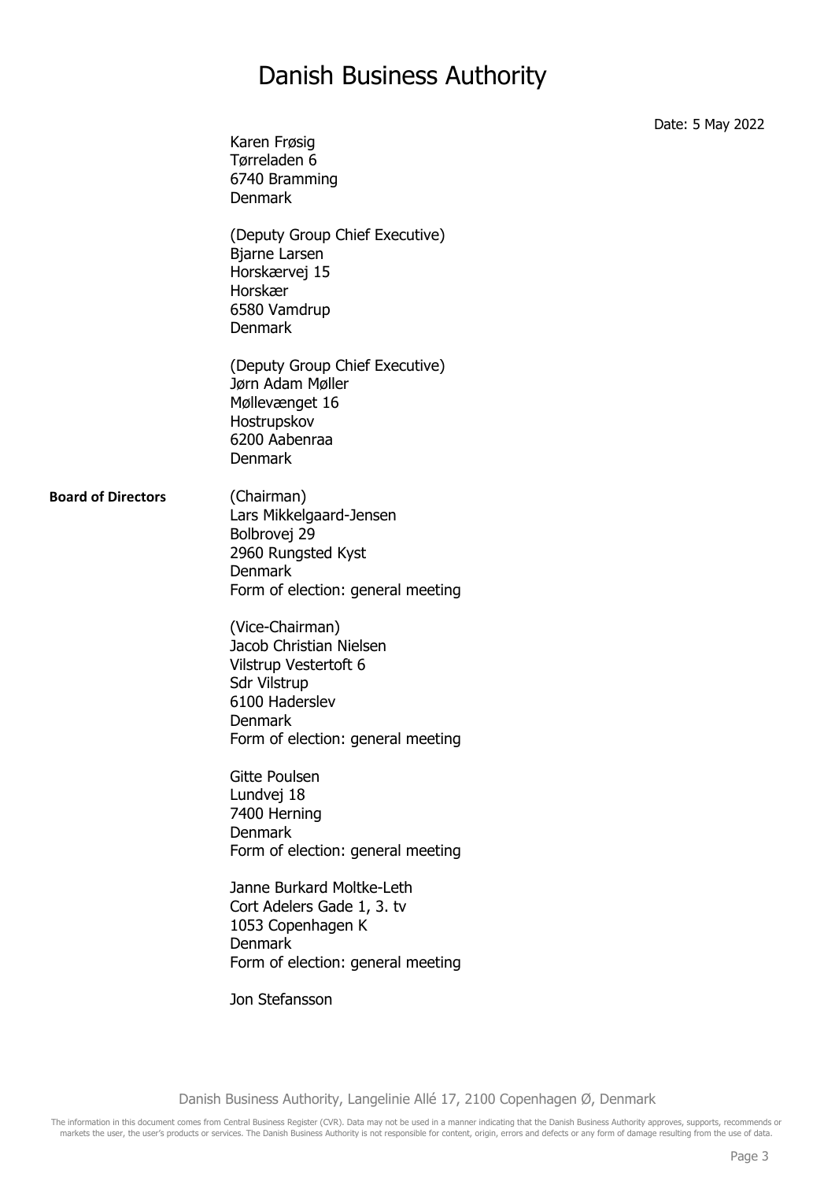Date: 5 May 2022

Karen Frøsig
Tørreladen 6
6740 Bramming
Denmark

(Deputy Group Chief Executive)
Bjarne Larsen
Horskærvej 15
Horskær
6580 Vamdrup
Denmark

(Deputy Group Chief Executive)
Jørn Adam Møller
Møllevænget 16
Hostrupskov
6200 Aabenraa
Denmark

**Board of Directors**

(Chairman)
Lars Mikkelgaard-Jensen
Bolbrovej 29
2960 Rungsted Kyst
Denmark
Form of election: general meeting

(Vice-Chairman)
Jacob Christian Nielsen
Vilstrup Vestertoft 6
Sdr Vilstrup
6100 Haderslev
Denmark
Form of election: general meeting

Gitte Poulsen
Lundvej 18
7400 Herning
Denmark
Form of election: general meeting

Janne Burkard Moltke-Leth
Cort Adelers Gade 1, 3. tv
1053 Copenhagen K
Denmark
Form of election: general meeting

Jon Stefansson

Danish Business Authority, Langelinie Allé 17, 2100 Copenhagen Ø, Denmark

The information in this document comes from Central Business Register (CVR). Data may not be used in a manner indicating that the Danish Business Authority approves, supports, recommends or markets the user, the user's products or services. The Danish Business Authority is not responsible for content, origin, errors and defects or any form of damage resulting from the use of data.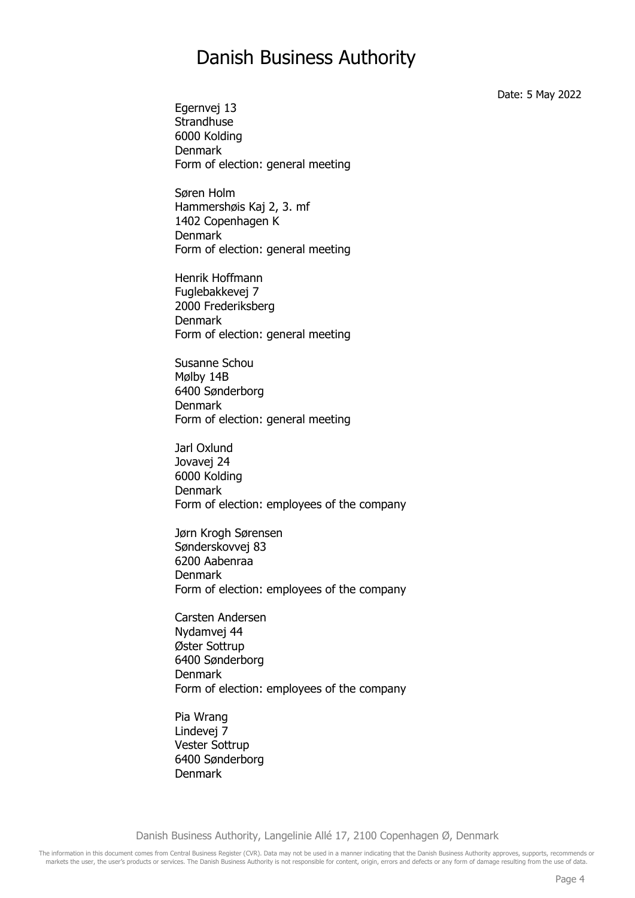Date: 5 May 2022

Egernvej 13
Strandhuse
6000 Kolding
Denmark
Form of election: general meeting

Søren Holm
Hammershøis Kaj 2, 3. mf
1402 Copenhagen K
Denmark
Form of election: general meeting

Henrik Hoffmann
Fuglebakkevej 7
2000 Frederiksberg
Denmark
Form of election: general meeting

Susanne Schou
Mølby 14B
6400 Sønderborg
Denmark
Form of election: general meeting

Jarl Oxlund
Jovavej 24
6000 Kolding
Denmark
Form of election: employees of the company

Jørn Krogh Sørensen
Sønderskovvej 83
6200 Aabenraa
Denmark
Form of election: employees of the company

Carsten Andersen
Nydamvej 44
Øster Sottrup
6400 Sønderborg
Denmark
Form of election: employees of the company

Pia Wrang
Lindevej 7
Vester Sottrup
6400 Sønderborg
Denmark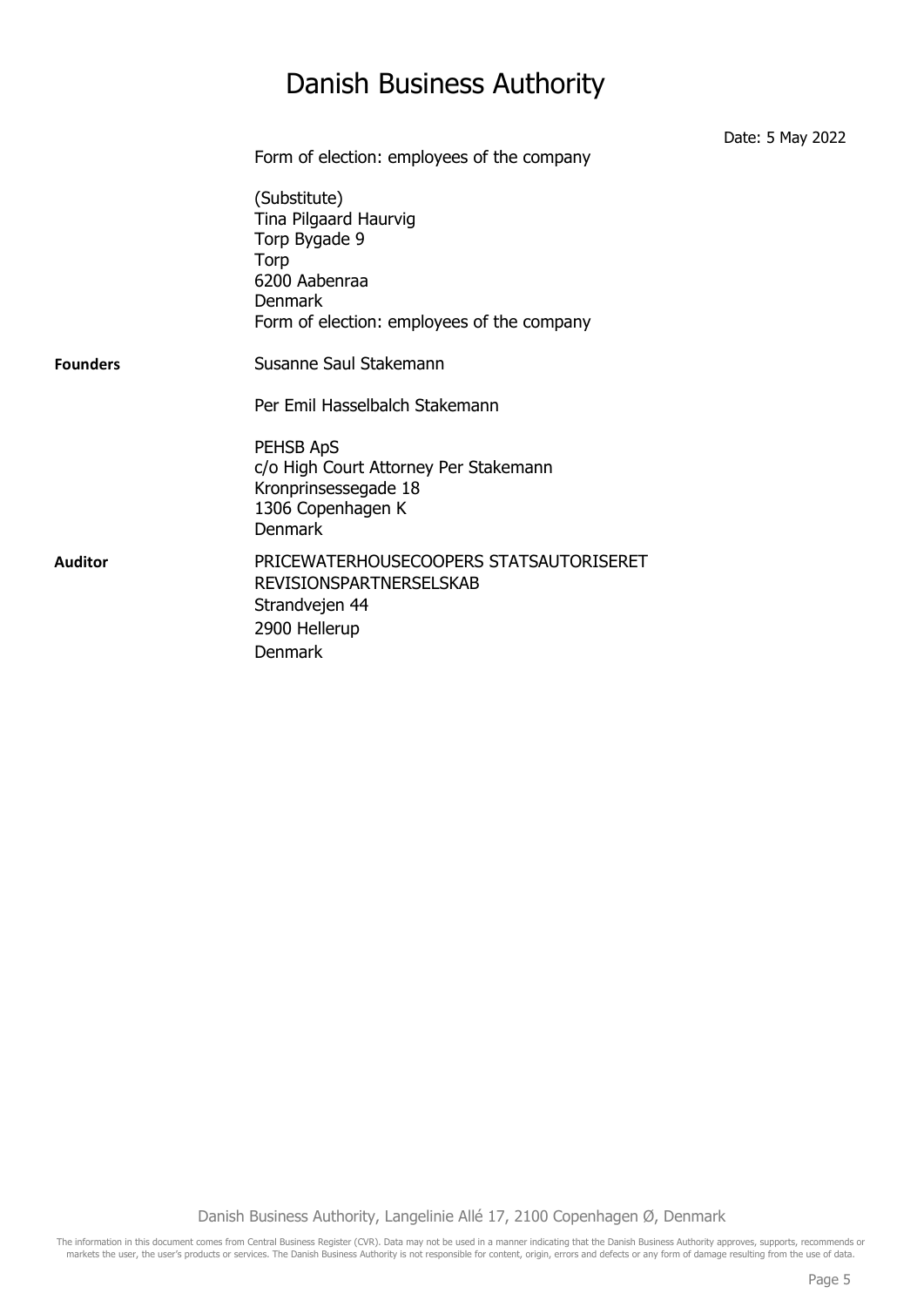Form of election: employees of the company

(Substitute)
Tina Pilgaard Haurvig
Torp Bygade 9
Torp
6200 Aabenraa
Denmark
Form of election: employees of the company

**Founders**

Susanne Saul Stakemann

Per Emil Hasselbalch Stakemann

PEHSB ApS
c/o High Court Attorney Per Stakemann
Kronprinsessegade 18
1306 Copenhagen K
Denmark

**Auditor**

PRICEWATERHOUSECOOPERS STATSAUTORISERET REVISIONSPARTNERSELSKAB
Strandvejen 44
2900 Hellerup
Denmark